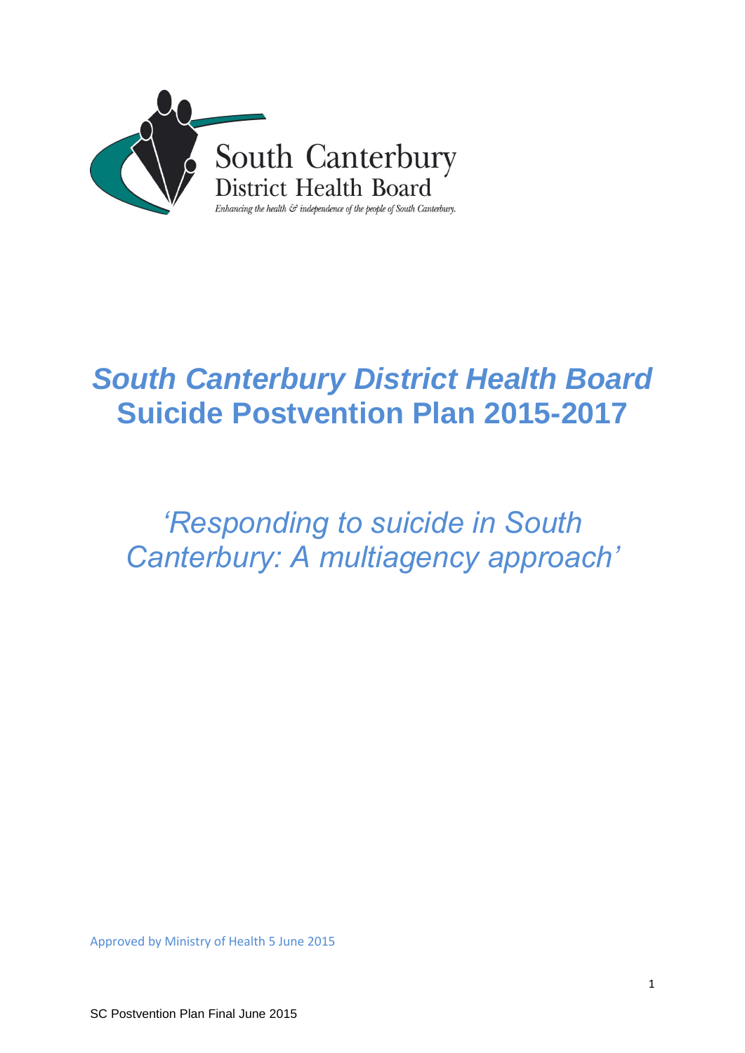South Canterbury
District Health Board
*Enhancing the health & independence of the people of South Canterbury.*

# *South Canterbury District Health Board* Suicide Postvention Plan 2015-2017

## *'Responding to suicide in South Canterbury: A multiagency approach'*

Approved by Ministry of Health 5 June 2015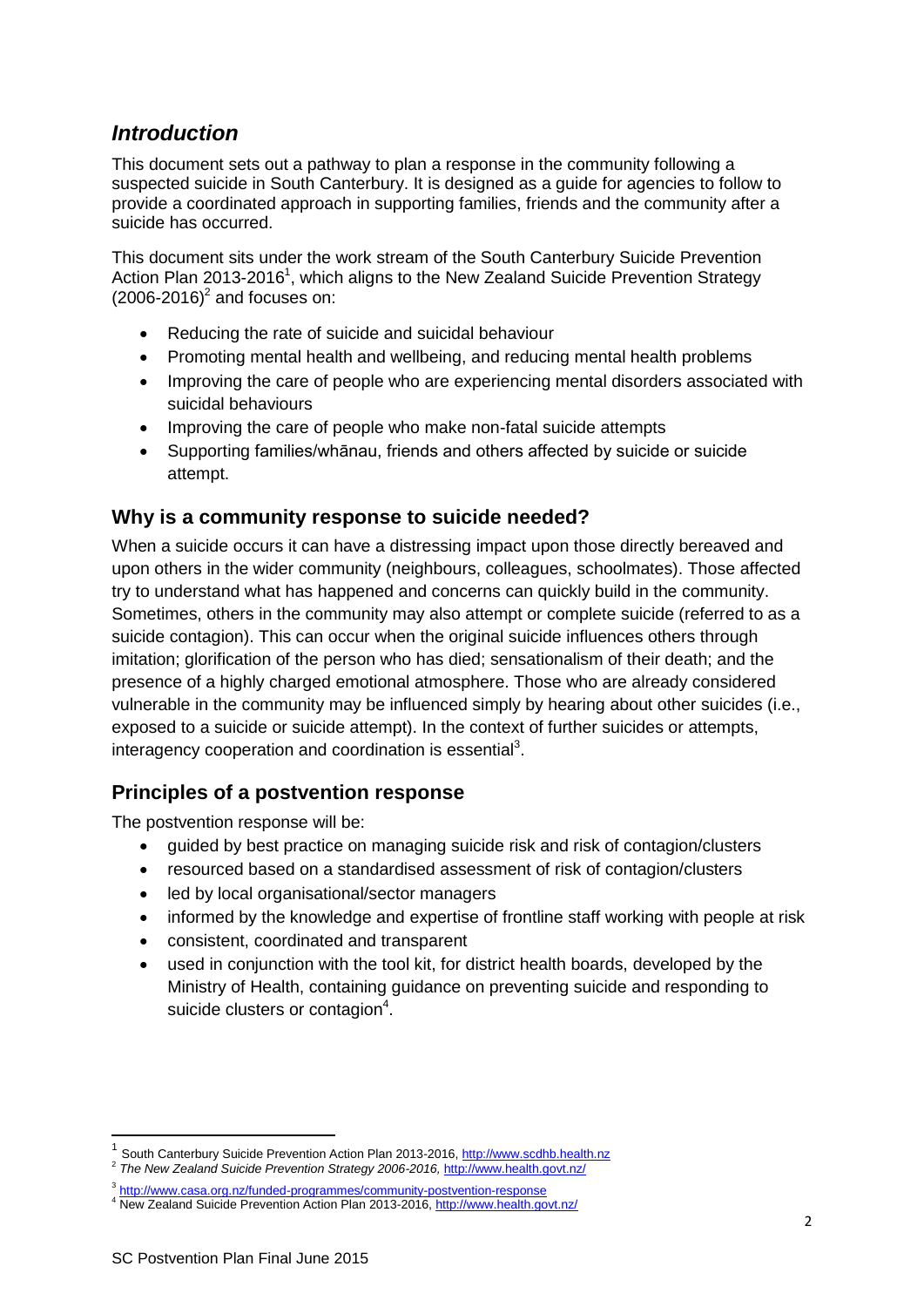## *Introduction*

This document sets out a pathway to plan a response in the community following a suspected suicide in South Canterbury. It is designed as a guide for agencies to follow to provide a coordinated approach in supporting families, friends and the community after a suicide has occurred.

This document sits under the work stream of the South Canterbury Suicide Prevention Action Plan 2013-2016[1], which aligns to the New Zealand Suicide Prevention Strategy (2006-2016)[2] and focuses on:

- Reducing the rate of suicide and suicidal behaviour
- Promoting mental health and wellbeing, and reducing mental health problems
- Improving the care of people who are experiencing mental disorders associated with suicidal behaviours
- Improving the care of people who make non-fatal suicide attempts
- Supporting families/whānau, friends and others affected by suicide or suicide attempt.

### Why is a community response to suicide needed?

When a suicide occurs it can have a distressing impact upon those directly bereaved and upon others in the wider community (neighbours, colleagues, schoolmates). Those affected try to understand what has happened and concerns can quickly build in the community. Sometimes, others in the community may also attempt or complete suicide (referred to as a suicide contagion). This can occur when the original suicide influences others through imitation; glorification of the person who has died; sensationalism of their death; and the presence of a highly charged emotional atmosphere. Those who are already considered vulnerable in the community may be influenced simply by hearing about other suicides (i.e., exposed to a suicide or suicide attempt). In the context of further suicides or attempts, interagency cooperation and coordination is essential[3].

### Principles of a postvention response

The postvention response will be:

- guided by best practice on managing suicide risk and risk of contagion/clusters
- resourced based on a standardised assessment of risk of contagion/clusters
- led by local organisational/sector managers
- informed by the knowledge and expertise of frontline staff working with people at risk
- consistent, coordinated and transparent
- used in conjunction with the tool kit, for district health boards, developed by the Ministry of Health, containing guidance on preventing suicide and responding to suicide clusters or contagion[4].

---

[1] South Canterbury Suicide Prevention Action Plan 2013-2016, http://www.scdhb.health.nz
[2] *The New Zealand Suicide Prevention Strategy 2006-2016,* http://www.health.govt.nz/
[3] http://www.casa.org.nz/funded-programmes/community-postvention-response
[4] New Zealand Suicide Prevention Action Plan 2013-2016, http://www.health.govt.nz/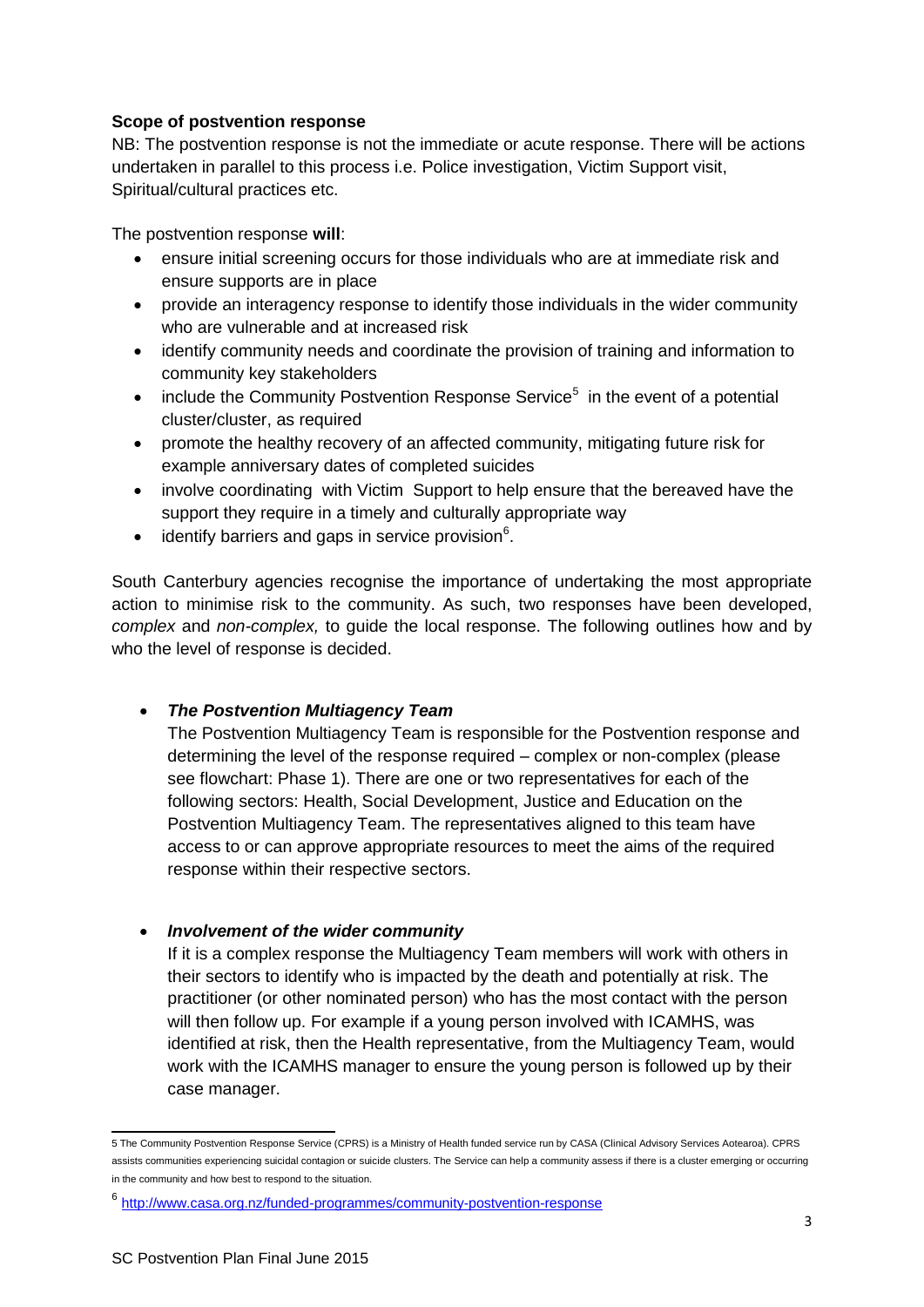**Scope of postvention response**

NB: The postvention response is not the immediate or acute response. There will be actions undertaken in parallel to this process i.e. Police investigation, Victim Support visit, Spiritual/cultural practices etc.

The postvention response **will**:

- ensure initial screening occurs for those individuals who are at immediate risk and ensure supports are in place
- provide an interagency response to identify those individuals in the wider community who are vulnerable and at increased risk
- identify community needs and coordinate the provision of training and information to community key stakeholders
- include the Community Postvention Response Service[5] in the event of a potential cluster/cluster, as required
- promote the healthy recovery of an affected community, mitigating future risk for example anniversary dates of completed suicides
- involve coordinating with Victim Support to help ensure that the bereaved have the support they require in a timely and culturally appropriate way
- identify barriers and gaps in service provision[6].

South Canterbury agencies recognise the importance of undertaking the most appropriate action to minimise risk to the community. As such, two responses have been developed, *complex* and *non-complex,* to guide the local response. The following outlines how and by who the level of response is decided.

- ***The Postvention Multiagency Team***

  The Postvention Multiagency Team is responsible for the Postvention response and determining the level of the response required – complex or non-complex (please see flowchart: Phase 1). There are one or two representatives for each of the following sectors: Health, Social Development, Justice and Education on the Postvention Multiagency Team. The representatives aligned to this team have access to or can approve appropriate resources to meet the aims of the required response within their respective sectors.

- ***Involvement of the wider community***

  If it is a complex response the Multiagency Team members will work with others in their sectors to identify who is impacted by the death and potentially at risk. The practitioner (or other nominated person) who has the most contact with the person will then follow up. For example if a young person involved with ICAMHS, was identified at risk, then the Health representative, from the Multiagency Team, would work with the ICAMHS manager to ensure the young person is followed up by their case manager.

---

5 The Community Postvention Response Service (CPRS) is a Ministry of Health funded service run by CASA (Clinical Advisory Services Aotearoa). CPRS assists communities experiencing suicidal contagion or suicide clusters. The Service can help a community assess if there is a cluster emerging or occurring in the community and how best to respond to the situation.

6 http://www.casa.org.nz/funded-programmes/community-postvention-response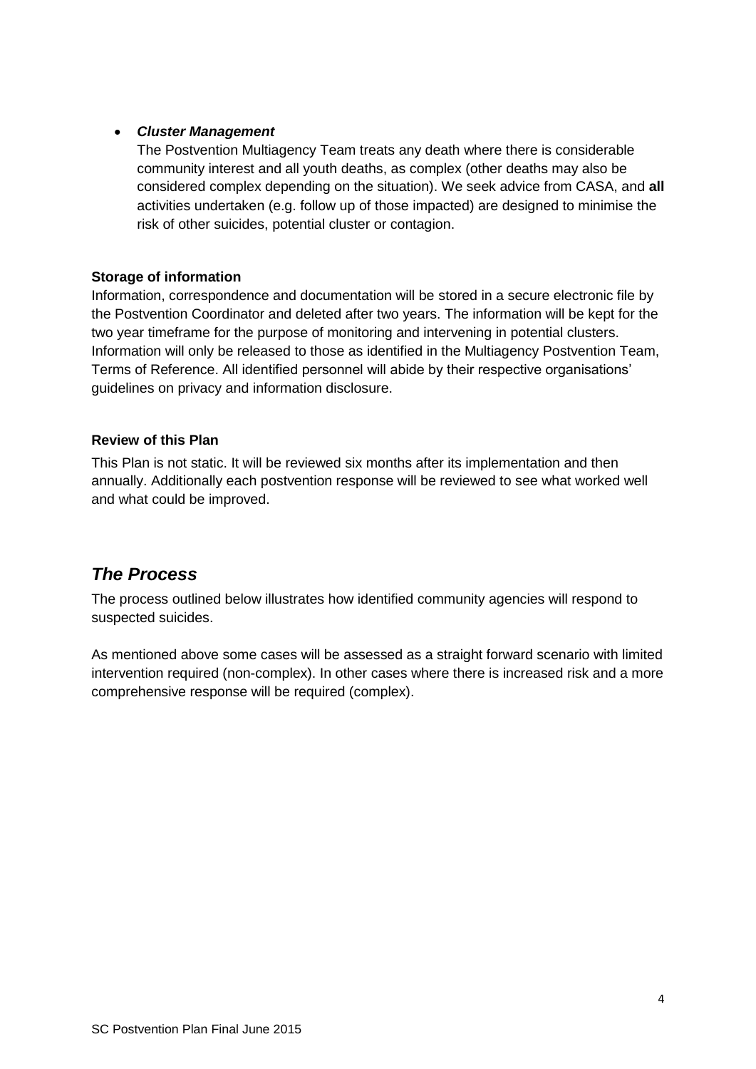- ***Cluster Management***

  The Postvention Multiagency Team treats any death where there is considerable community interest and all youth deaths, as complex (other deaths may also be considered complex depending on the situation). We seek advice from CASA, and **all** activities undertaken (e.g. follow up of those impacted) are designed to minimise the risk of other suicides, potential cluster or contagion.

**Storage of information**

Information, correspondence and documentation will be stored in a secure electronic file by the Postvention Coordinator and deleted after two years. The information will be kept for the two year timeframe for the purpose of monitoring and intervening in potential clusters. Information will only be released to those as identified in the Multiagency Postvention Team, Terms of Reference. All identified personnel will abide by their respective organisations' guidelines on privacy and information disclosure.

**Review of this Plan**

This Plan is not static. It will be reviewed six months after its implementation and then annually. Additionally each postvention response will be reviewed to see what worked well and what could be improved.

## *The Process*

The process outlined below illustrates how identified community agencies will respond to suspected suicides.

As mentioned above some cases will be assessed as a straight forward scenario with limited intervention required (non-complex). In other cases where there is increased risk and a more comprehensive response will be required (complex).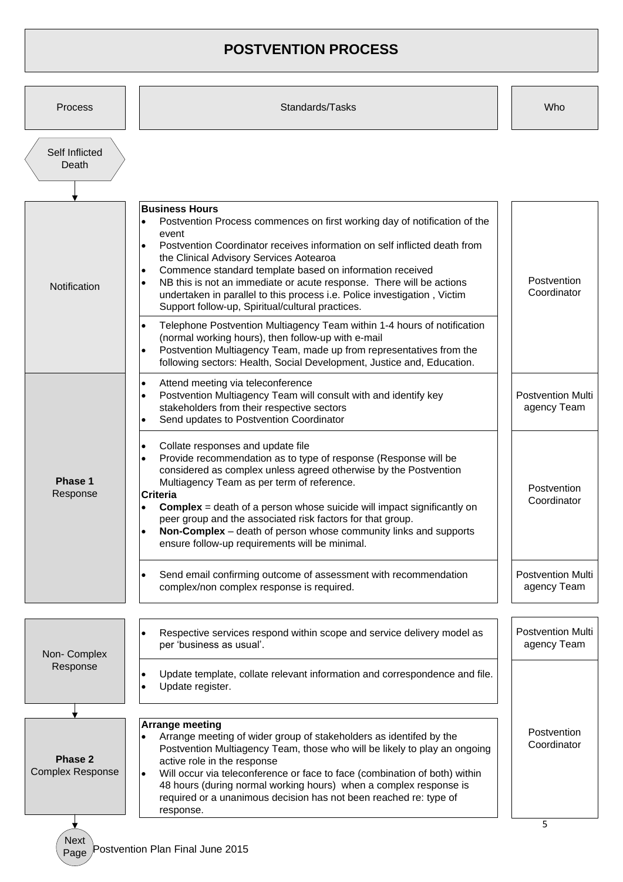# POSTVENTION PROCESS

| Process | Standards/Tasks | Who |
|---|---|---|
| Self Inflicted Death | | |
| Notification | **Business Hours**<br>• Postvention Process commences on first working day of notification of the event<br>• Postvention Coordinator receives information on self inflicted death from the Clinical Advisory Services Aotearoa<br>• Commence standard template based on information received<br>• NB this is not an immediate or acute response. There will be actions undertaken in parallel to this process i.e. Police investigation , Victim Support follow-up, Spiritual/cultural practices. | Postvention Coordinator |
| | • Telephone Postvention Multiagency Team within 1-4 hours of notification (normal working hours), then follow-up with e-mail<br>• Postvention Multiagency Team, made up from representatives from the following sectors: Health, Social Development, Justice and, Education. | Postvention Coordinator |
| **Phase 1** Response | • Attend meeting via teleconference<br>• Postvention Multiagency Team will consult with and identify key stakeholders from their respective sectors<br>• Send updates to Postvention Coordinator | Postvention Multi agency Team |
| | • Collate responses and update file<br>• Provide recommendation as to type of response (Response will be considered as complex unless agreed otherwise by the Postvention Multiagency Team as per term of reference.<br>**Criteria**<br>• **Complex** = death of a person whose suicide will impact significantly on peer group and the associated risk factors for that group.<br>• **Non-Complex** – death of person whose community links and supports ensure follow-up requirements will be minimal. | Postvention Coordinator |
| | • Send email confirming outcome of assessment with recommendation complex/non complex response is required. | Postvention Multi agency Team |
| Non- Complex Response | • Respective services respond within scope and service delivery model as per 'business as usual'. | Postvention Multi agency Team |
| | • Update template, collate relevant information and correspondence and file.<br>• Update register. | Postvention Coordinator |
| **Phase 2** Complex Response | **Arrange meeting**<br>• Arrange meeting of wider group of stakeholders as identifed by the Postvention Multiagency Team, those who will be likely to play an ongoing active role in the response<br>• Will occur via teleconference or face to face (combination of both) within 48 hours (during normal working hours) when a complex response is required or a unanimous decision has not been reached re: type of response. | Postvention Coordinator |

Next Page

Postvention Plan Final June 2015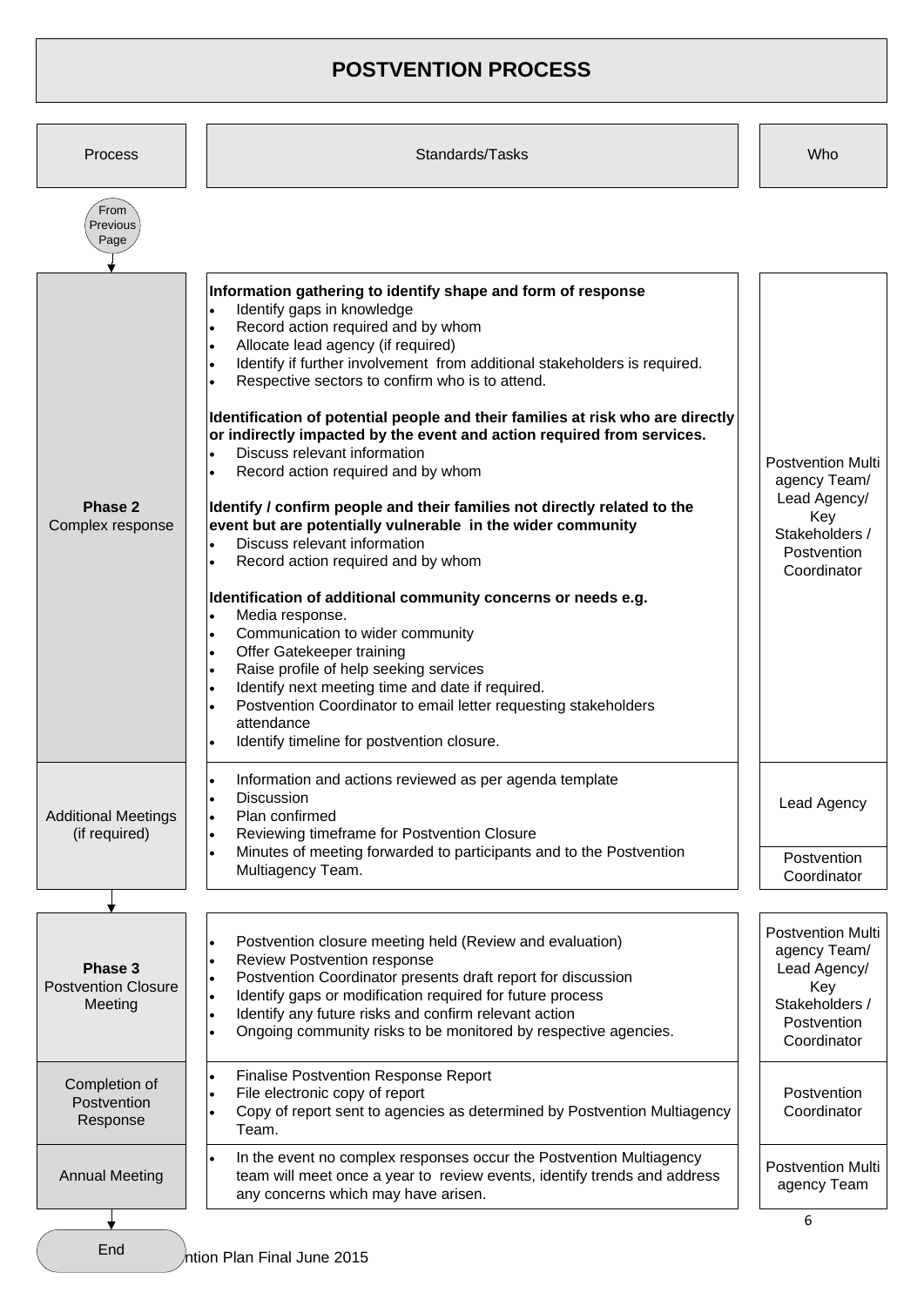# POSTVENTION PROCESS

| Process | Standards/Tasks | Who |
|---|---|---|
| From Previous Page | | |
| **Phase 2** Complex response | **Information gathering to identify shape and form of response**<br>• Identify gaps in knowledge<br>• Record action required and by whom<br>• Allocate lead agency (if required)<br>• Identify if further involvement from additional stakeholders is required.<br>• Respective sectors to confirm who is to attend.<br><br>**Identification of potential people and their families at risk who are directly or indirectly impacted by the event and action required from services.**<br>• Discuss relevant information<br>• Record action required and by whom<br><br>**Identify / confirm people and their families not directly related to the event but are potentially vulnerable in the wider community**<br>• Discuss relevant information<br>• Record action required and by whom<br><br>**Identification of additional community concerns or needs e.g.**<br>• Media response.<br>• Communication to wider community<br>• Offer Gatekeeper training<br>• Raise profile of help seeking services<br>• Identify next meeting time and date if required.<br>• Postvention Coordinator to email letter requesting stakeholders attendance<br>• Identify timeline for postvention closure. | Postvention Multi agency Team/ Lead Agency/ Key Stakeholders / Postvention Coordinator |
| Additional Meetings (if required) | • Information and actions reviewed as per agenda template<br>• Discussion<br>• Plan confirmed<br>• Reviewing timeframe for Postvention Closure<br>• Minutes of meeting forwarded to participants and to the Postvention Multiagency Team. | Lead Agency<br><br>Postvention Coordinator |
| **Phase 3** Postvention Closure Meeting | • Postvention closure meeting held (Review and evaluation)<br>• Review Postvention response<br>• Postvention Coordinator presents draft report for discussion<br>• Identify gaps or modification required for future process<br>• Identify any future risks and confirm relevant action<br>• Ongoing community risks to be monitored by respective agencies. | Postvention Multi agency Team/ Lead Agency/ Key Stakeholders / Postvention Coordinator |
| Completion of Postvention Response | • Finalise Postvention Response Report<br>• File electronic copy of report<br>• Copy of report sent to agencies as determined by Postvention Multiagency Team. | Postvention Coordinator |
| Annual Meeting | • In the event no complex responses occur the Postvention Multiagency team will meet once a year to review events, identify trends and address any concerns which may have arisen. | Postvention Multi agency Team |
| End | | |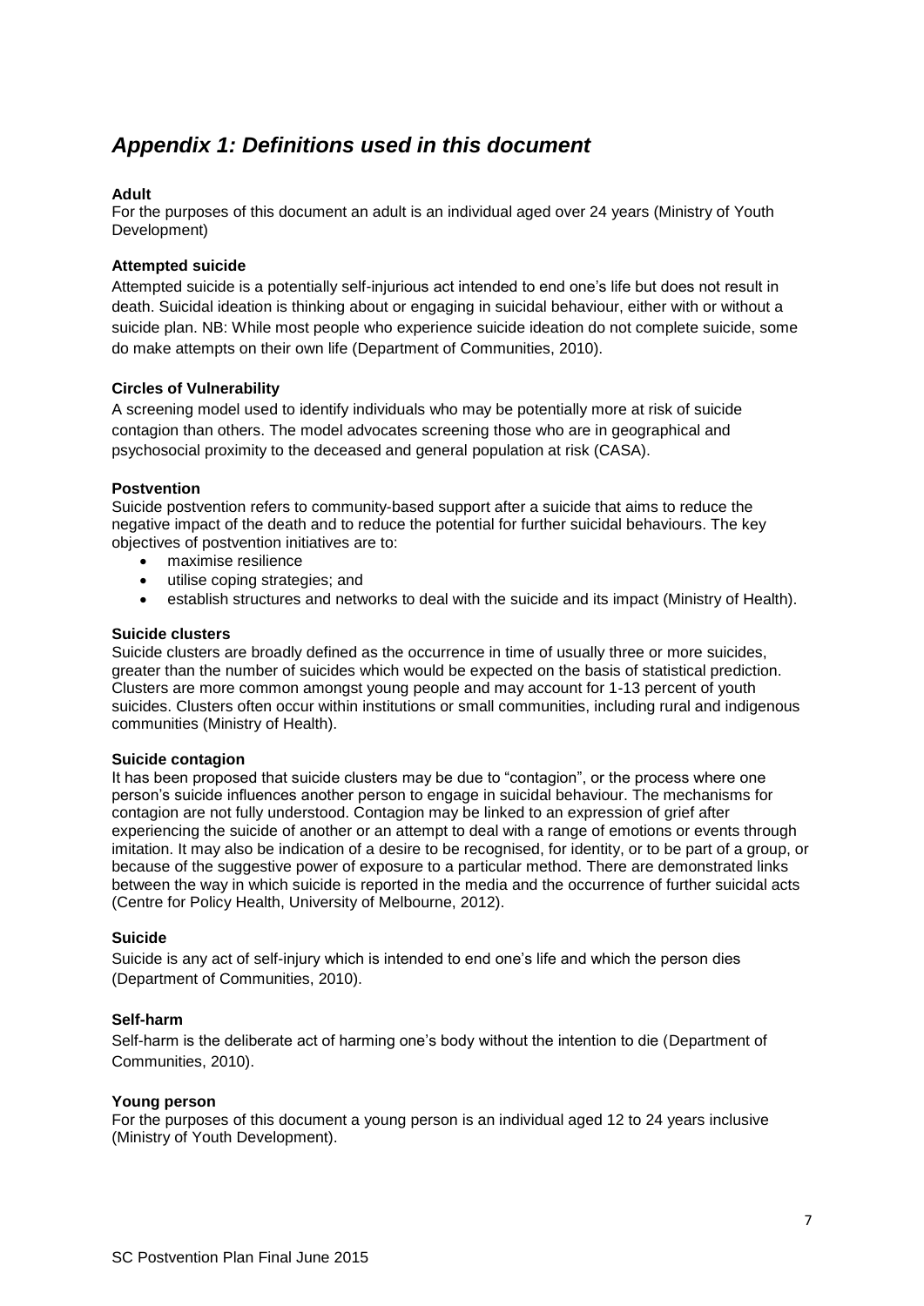## *Appendix 1: Definitions used in this document*

**Adult**

For the purposes of this document an adult is an individual aged over 24 years (Ministry of Youth Development)

**Attempted suicide**

Attempted suicide is a potentially self-injurious act intended to end one's life but does not result in death. Suicidal ideation is thinking about or engaging in suicidal behaviour, either with or without a suicide plan. NB: While most people who experience suicide ideation do not complete suicide, some do make attempts on their own life (Department of Communities, 2010).

**Circles of Vulnerability**

A screening model used to identify individuals who may be potentially more at risk of suicide contagion than others. The model advocates screening those who are in geographical and psychosocial proximity to the deceased and general population at risk (CASA).

**Postvention**

Suicide postvention refers to community-based support after a suicide that aims to reduce the negative impact of the death and to reduce the potential for further suicidal behaviours. The key objectives of postvention initiatives are to:

- maximise resilience
- utilise coping strategies; and
- establish structures and networks to deal with the suicide and its impact (Ministry of Health).

**Suicide clusters**

Suicide clusters are broadly defined as the occurrence in time of usually three or more suicides, greater than the number of suicides which would be expected on the basis of statistical prediction. Clusters are more common amongst young people and may account for 1-13 percent of youth suicides. Clusters often occur within institutions or small communities, including rural and indigenous communities (Ministry of Health).

**Suicide contagion**

It has been proposed that suicide clusters may be due to "contagion", or the process where one person's suicide influences another person to engage in suicidal behaviour. The mechanisms for contagion are not fully understood. Contagion may be linked to an expression of grief after experiencing the suicide of another or an attempt to deal with a range of emotions or events through imitation. It may also be indication of a desire to be recognised, for identity, or to be part of a group, or because of the suggestive power of exposure to a particular method. There are demonstrated links between the way in which suicide is reported in the media and the occurrence of further suicidal acts (Centre for Policy Health, University of Melbourne, 2012).

**Suicide**

Suicide is any act of self-injury which is intended to end one's life and which the person dies (Department of Communities, 2010).

**Self-harm**

Self-harm is the deliberate act of harming one's body without the intention to die (Department of Communities, 2010).

**Young person**

For the purposes of this document a young person is an individual aged 12 to 24 years inclusive (Ministry of Youth Development).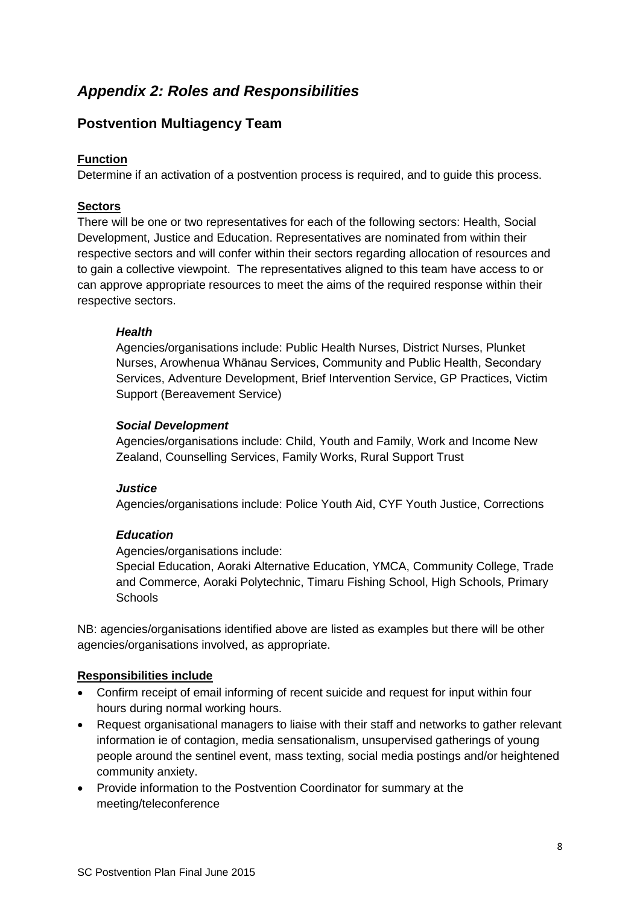## *Appendix 2: Roles and Responsibilities*

### Postvention Multiagency Team

**Function**

Determine if an activation of a postvention process is required, and to guide this process.

**Sectors**

There will be one or two representatives for each of the following sectors: Health, Social Development, Justice and Education. Representatives are nominated from within their respective sectors and will confer within their sectors regarding allocation of resources and to gain a collective viewpoint. The representatives aligned to this team have access to or can approve appropriate resources to meet the aims of the required response within their respective sectors.

> ***Health***
>
> Agencies/organisations include: Public Health Nurses, District Nurses, Plunket Nurses, Arowhenua Whānau Services, Community and Public Health, Secondary Services, Adventure Development, Brief Intervention Service, GP Practices, Victim Support (Bereavement Service)
>
> ***Social Development***
>
> Agencies/organisations include: Child, Youth and Family, Work and Income New Zealand, Counselling Services, Family Works, Rural Support Trust
>
> ***Justice***
>
> Agencies/organisations include: Police Youth Aid, CYF Youth Justice, Corrections
>
> ***Education***
>
> Agencies/organisations include:
> Special Education, Aoraki Alternative Education, YMCA, Community College, Trade and Commerce, Aoraki Polytechnic, Timaru Fishing School, High Schools, Primary Schools

NB: agencies/organisations identified above are listed as examples but there will be other agencies/organisations involved, as appropriate.

**Responsibilities include**

- Confirm receipt of email informing of recent suicide and request for input within four hours during normal working hours.
- Request organisational managers to liaise with their staff and networks to gather relevant information ie of contagion, media sensationalism, unsupervised gatherings of young people around the sentinel event, mass texting, social media postings and/or heightened community anxiety.
- Provide information to the Postvention Coordinator for summary at the meeting/teleconference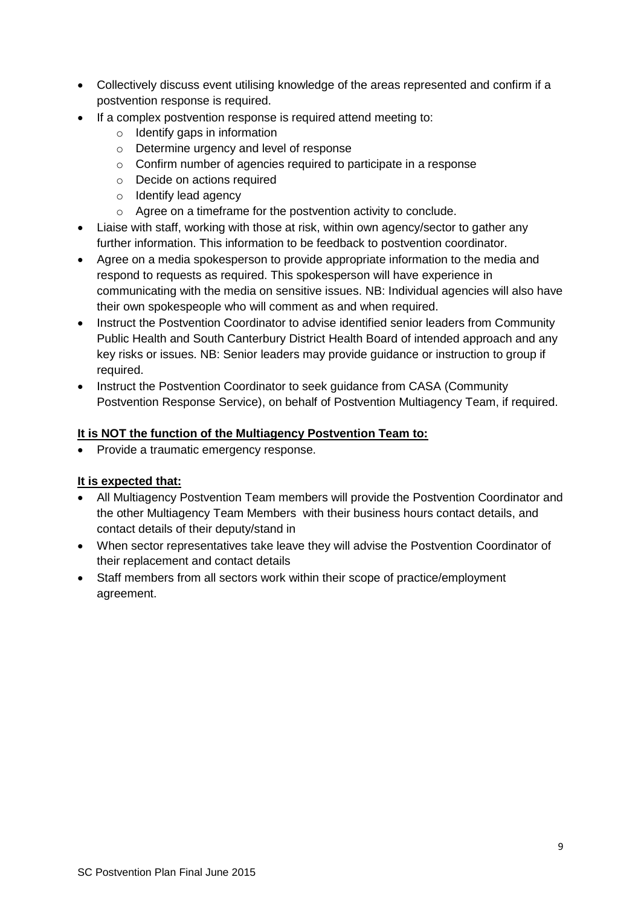- Collectively discuss event utilising knowledge of the areas represented and confirm if a postvention response is required.
- If a complex postvention response is required attend meeting to:
  - Identify gaps in information
  - Determine urgency and level of response
  - Confirm number of agencies required to participate in a response
  - Decide on actions required
  - Identify lead agency
  - Agree on a timeframe for the postvention activity to conclude.
- Liaise with staff, working with those at risk, within own agency/sector to gather any further information. This information to be feedback to postvention coordinator.
- Agree on a media spokesperson to provide appropriate information to the media and respond to requests as required. This spokesperson will have experience in communicating with the media on sensitive issues. NB: Individual agencies will also have their own spokespeople who will comment as and when required.
- Instruct the Postvention Coordinator to advise identified senior leaders from Community Public Health and South Canterbury District Health Board of intended approach and any key risks or issues. NB: Senior leaders may provide guidance or instruction to group if required.
- Instruct the Postvention Coordinator to seek guidance from CASA (Community Postvention Response Service), on behalf of Postvention Multiagency Team, if required.

**It is NOT the function of the Multiagency Postvention Team to:**

- Provide a traumatic emergency response.

**It is expected that:**

- All Multiagency Postvention Team members will provide the Postvention Coordinator and the other Multiagency Team Members with their business hours contact details, and contact details of their deputy/stand in
- When sector representatives take leave they will advise the Postvention Coordinator of their replacement and contact details
- Staff members from all sectors work within their scope of practice/employment agreement.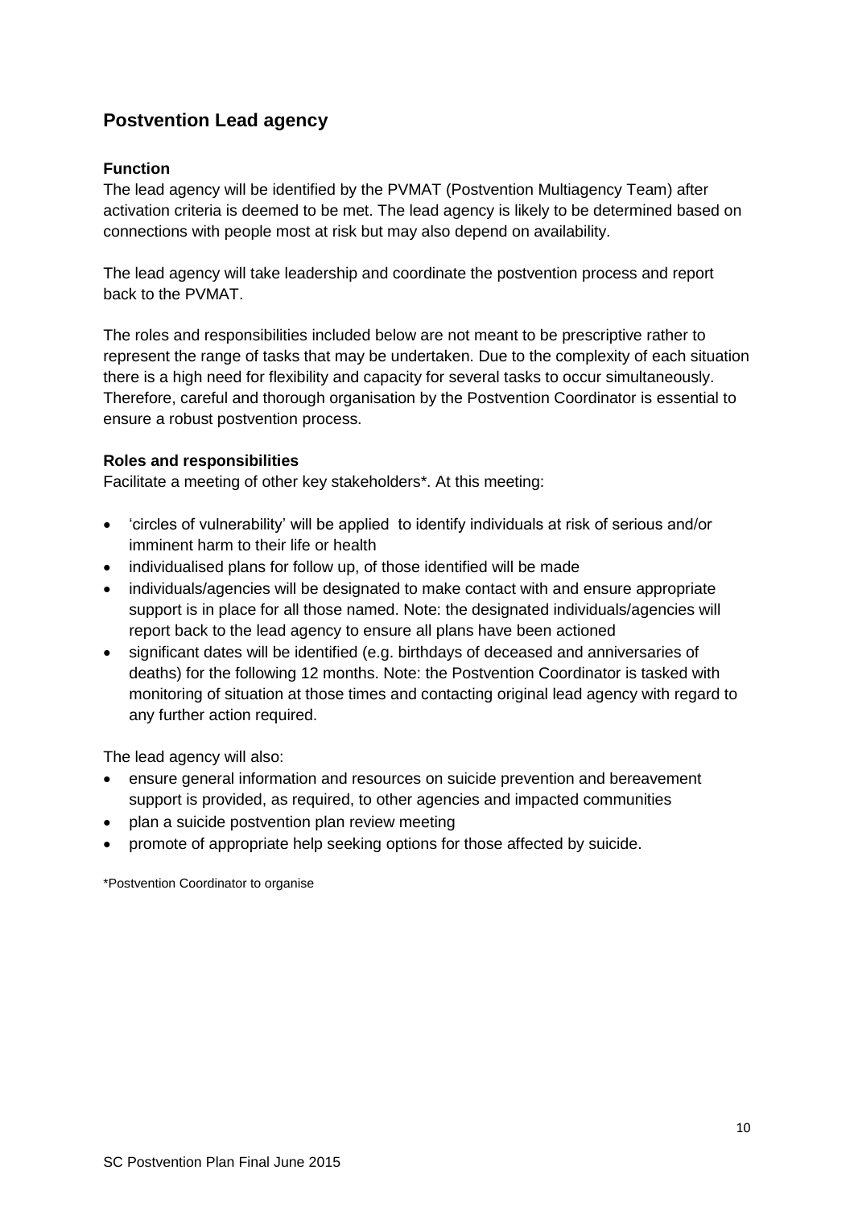## Postvention Lead agency

### Function

The lead agency will be identified by the PVMAT (Postvention Multiagency Team) after activation criteria is deemed to be met. The lead agency is likely to be determined based on connections with people most at risk but may also depend on availability.

The lead agency will take leadership and coordinate the postvention process and report back to the PVMAT.

The roles and responsibilities included below are not meant to be prescriptive rather to represent the range of tasks that may be undertaken. Due to the complexity of each situation there is a high need for flexibility and capacity for several tasks to occur simultaneously. Therefore, careful and thorough organisation by the Postvention Coordinator is essential to ensure a robust postvention process.

### Roles and responsibilities

Facilitate a meeting of other key stakeholders*. At this meeting:

- 'circles of vulnerability' will be applied to identify individuals at risk of serious and/or imminent harm to their life or health
- individualised plans for follow up, of those identified will be made
- individuals/agencies will be designated to make contact with and ensure appropriate support is in place for all those named. Note: the designated individuals/agencies will report back to the lead agency to ensure all plans have been actioned
- significant dates will be identified (e.g. birthdays of deceased and anniversaries of deaths) for the following 12 months. Note: the Postvention Coordinator is tasked with monitoring of situation at those times and contacting original lead agency with regard to any further action required.

The lead agency will also:

- ensure general information and resources on suicide prevention and bereavement support is provided, as required, to other agencies and impacted communities
- plan a suicide postvention plan review meeting
- promote of appropriate help seeking options for those affected by suicide.

*Postvention Coordinator to organise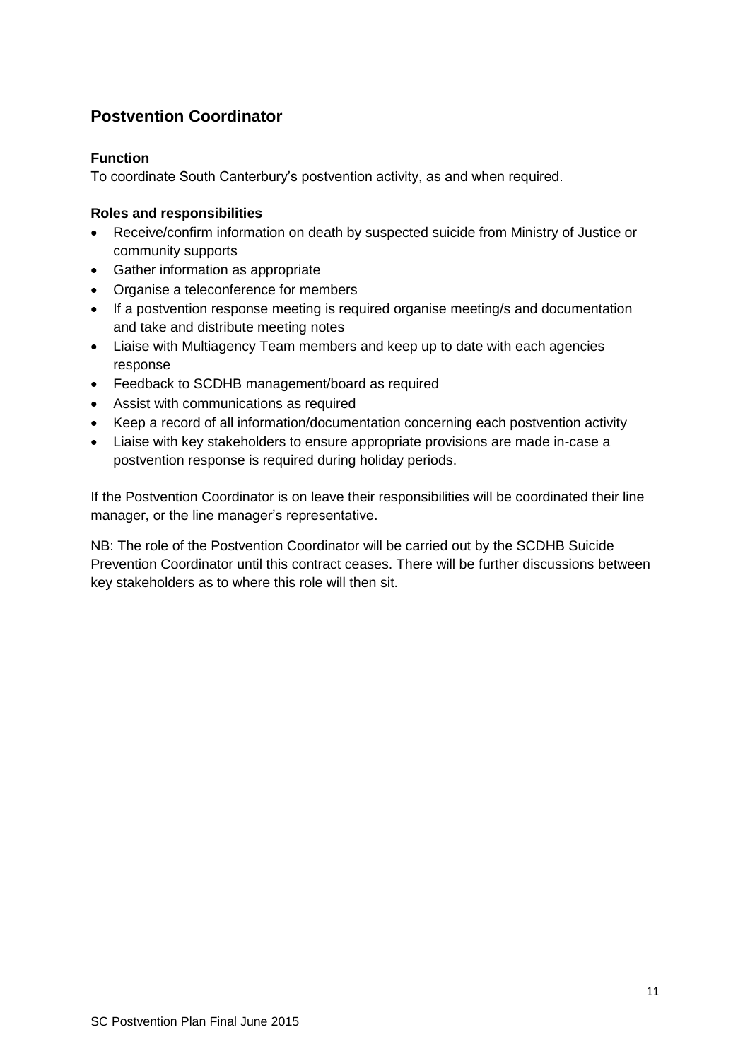## Postvention Coordinator

### Function

To coordinate South Canterbury's postvention activity, as and when required.

### Roles and responsibilities

- Receive/confirm information on death by suspected suicide from Ministry of Justice or community supports
- Gather information as appropriate
- Organise a teleconference for members
- If a postvention response meeting is required organise meeting/s and documentation and take and distribute meeting notes
- Liaise with Multiagency Team members and keep up to date with each agencies response
- Feedback to SCDHB management/board as required
- Assist with communications as required
- Keep a record of all information/documentation concerning each postvention activity
- Liaise with key stakeholders to ensure appropriate provisions are made in-case a postvention response is required during holiday periods.

If the Postvention Coordinator is on leave their responsibilities will be coordinated their line manager, or the line manager's representative.

NB: The role of the Postvention Coordinator will be carried out by the SCDHB Suicide Prevention Coordinator until this contract ceases. There will be further discussions between key stakeholders as to where this role will then sit.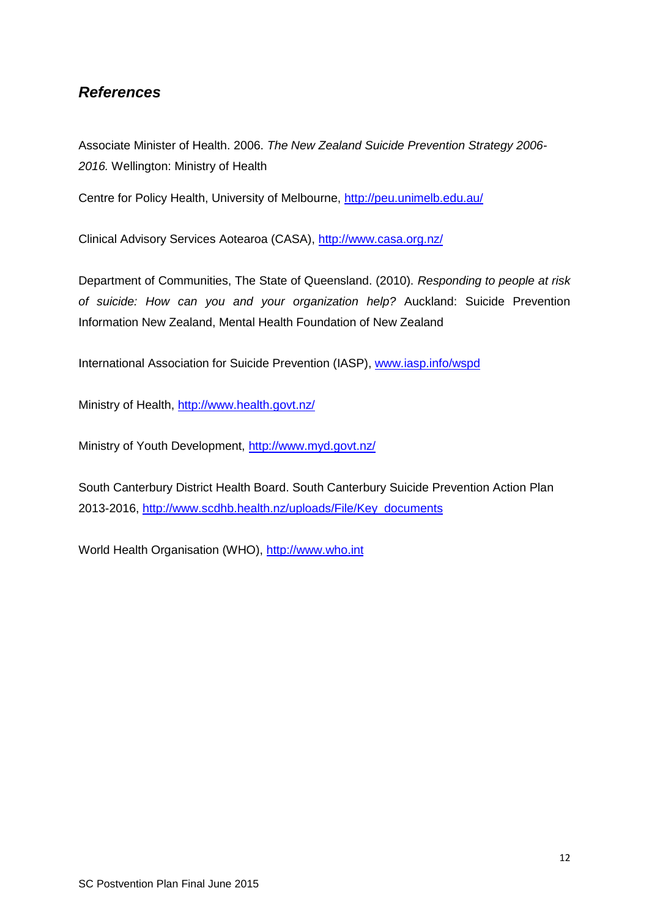## ***References***

Associate Minister of Health. 2006. *The New Zealand Suicide Prevention Strategy 2006-2016.* Wellington: Ministry of Health

Centre for Policy Health, University of Melbourne, http://peu.unimelb.edu.au/

Clinical Advisory Services Aotearoa (CASA), http://www.casa.org.nz/

Department of Communities, The State of Queensland. (2010). *Responding to people at risk of suicide: How can you and your organization help?* Auckland: Suicide Prevention Information New Zealand, Mental Health Foundation of New Zealand

International Association for Suicide Prevention (IASP), www.iasp.info/wspd

Ministry of Health, http://www.health.govt.nz/

Ministry of Youth Development, http://www.myd.govt.nz/

South Canterbury District Health Board. South Canterbury Suicide Prevention Action Plan 2013-2016, http://www.scdhb.health.nz/uploads/File/Key_documents

World Health Organisation (WHO), http://www.who.int